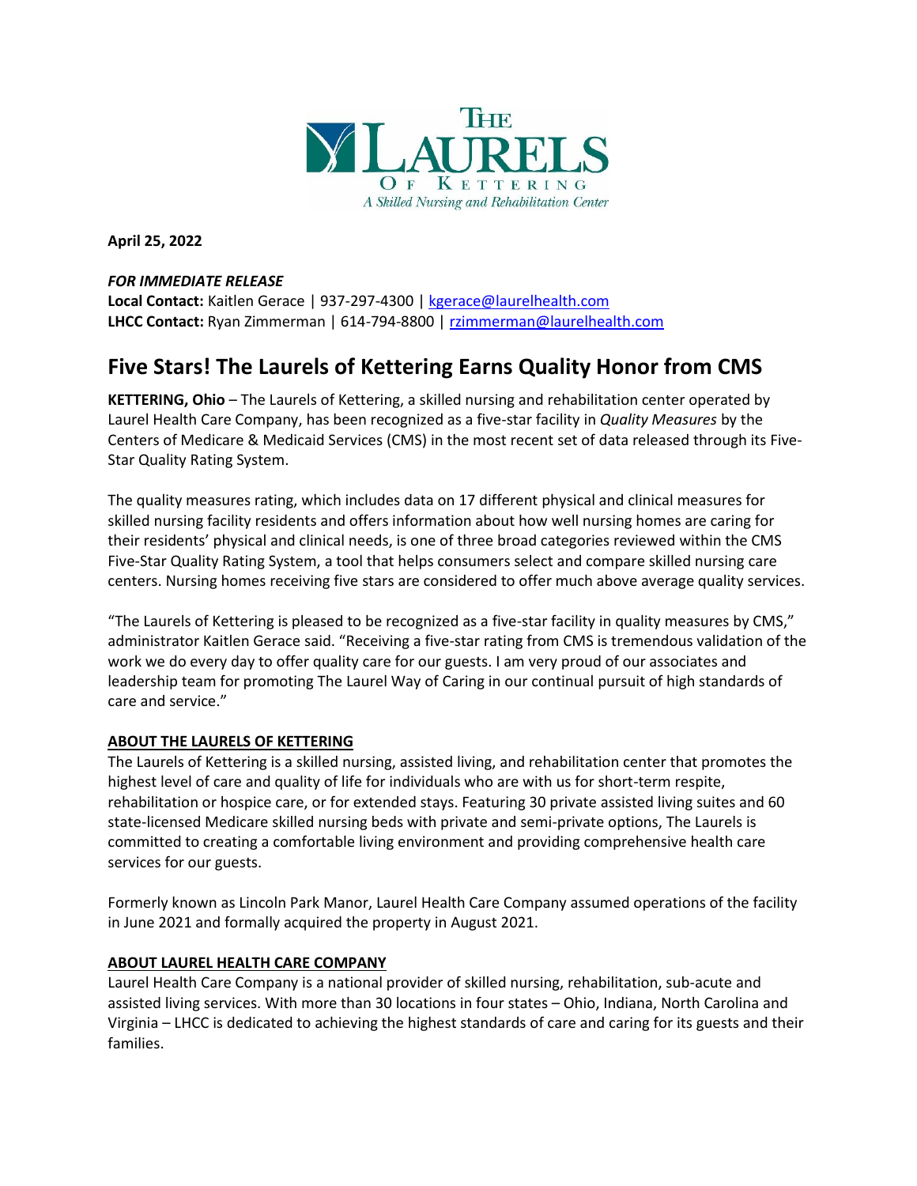THE LAURELS OF KETTERING

*A Skilled Nursing and Rehabilitation Center*

**April 25, 2022**

***FOR IMMEDIATE RELEASE***
**Local Contact:** Kaitlen Gerace | 937-297-4300 | kgerace@laurelhealth.com
**LHCC Contact:** Ryan Zimmerman | 614-794-8800 | rzimmerman@laurelhealth.com

# Five Stars! The Laurels of Kettering Earns Quality Honor from CMS

**KETTERING, Ohio** – The Laurels of Kettering, a skilled nursing and rehabilitation center operated by Laurel Health Care Company, has been recognized as a five-star facility in *Quality Measures* by the Centers of Medicare & Medicaid Services (CMS) in the most recent set of data released through its Five-Star Quality Rating System.

The quality measures rating, which includes data on 17 different physical and clinical measures for skilled nursing facility residents and offers information about how well nursing homes are caring for their residents' physical and clinical needs, is one of three broad categories reviewed within the CMS Five-Star Quality Rating System, a tool that helps consumers select and compare skilled nursing care centers. Nursing homes receiving five stars are considered to offer much above average quality services.

"The Laurels of Kettering is pleased to be recognized as a five-star facility in quality measures by CMS," administrator Kaitlen Gerace said. "Receiving a five-star rating from CMS is tremendous validation of the work we do every day to offer quality care for our guests. I am very proud of our associates and leadership team for promoting The Laurel Way of Caring in our continual pursuit of high standards of care and service."

## ABOUT THE LAURELS OF KETTERING

The Laurels of Kettering is a skilled nursing, assisted living, and rehabilitation center that promotes the highest level of care and quality of life for individuals who are with us for short-term respite, rehabilitation or hospice care, or for extended stays. Featuring 30 private assisted living suites and 60 state-licensed Medicare skilled nursing beds with private and semi-private options, The Laurels is committed to creating a comfortable living environment and providing comprehensive health care services for our guests.

Formerly known as Lincoln Park Manor, Laurel Health Care Company assumed operations of the facility in June 2021 and formally acquired the property in August 2021.

## ABOUT LAUREL HEALTH CARE COMPANY

Laurel Health Care Company is a national provider of skilled nursing, rehabilitation, sub-acute and assisted living services. With more than 30 locations in four states – Ohio, Indiana, North Carolina and Virginia – LHCC is dedicated to achieving the highest standards of care and caring for its guests and their families.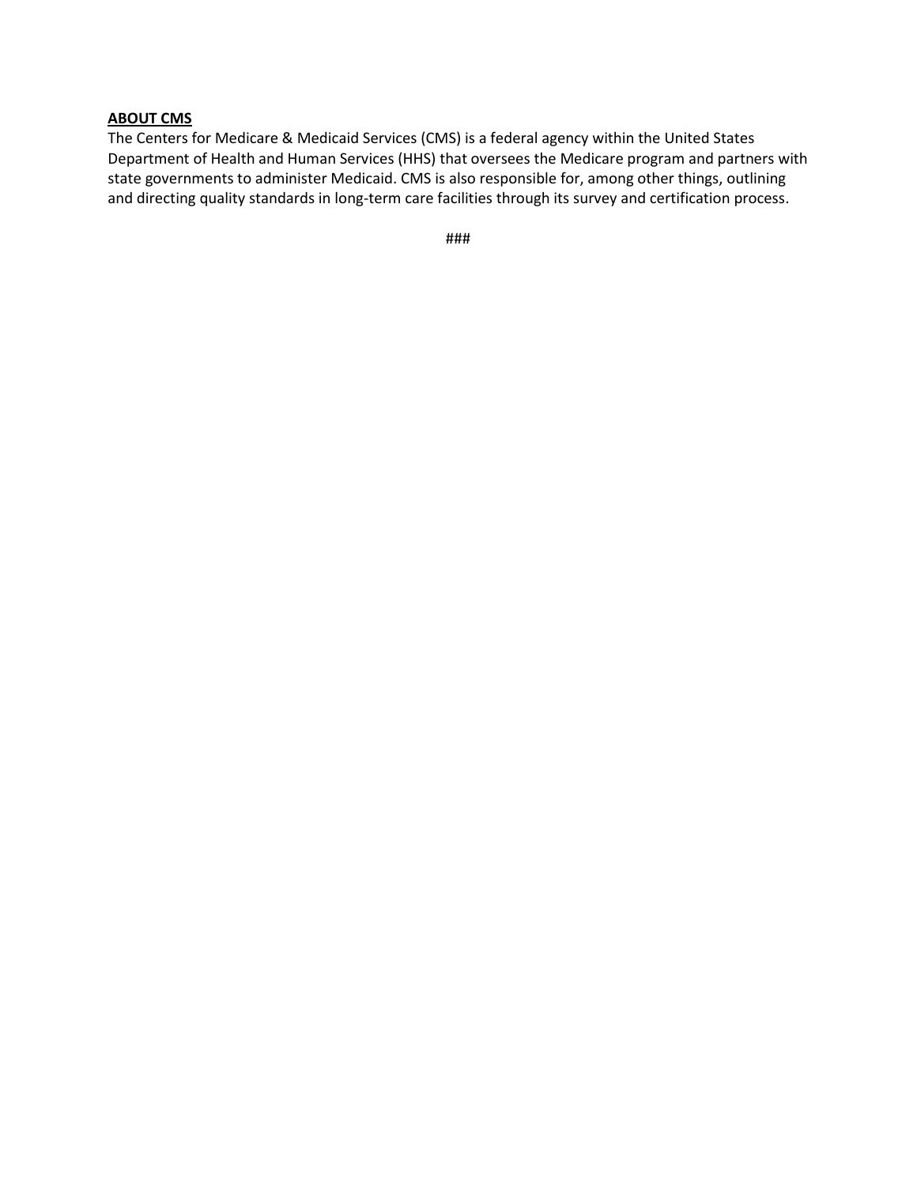**ABOUT CMS**

The Centers for Medicare & Medicaid Services (CMS) is a federal agency within the United States Department of Health and Human Services (HHS) that oversees the Medicare program and partners with state governments to administer Medicaid. CMS is also responsible for, among other things, outlining and directing quality standards in long-term care facilities through its survey and certification process.

###